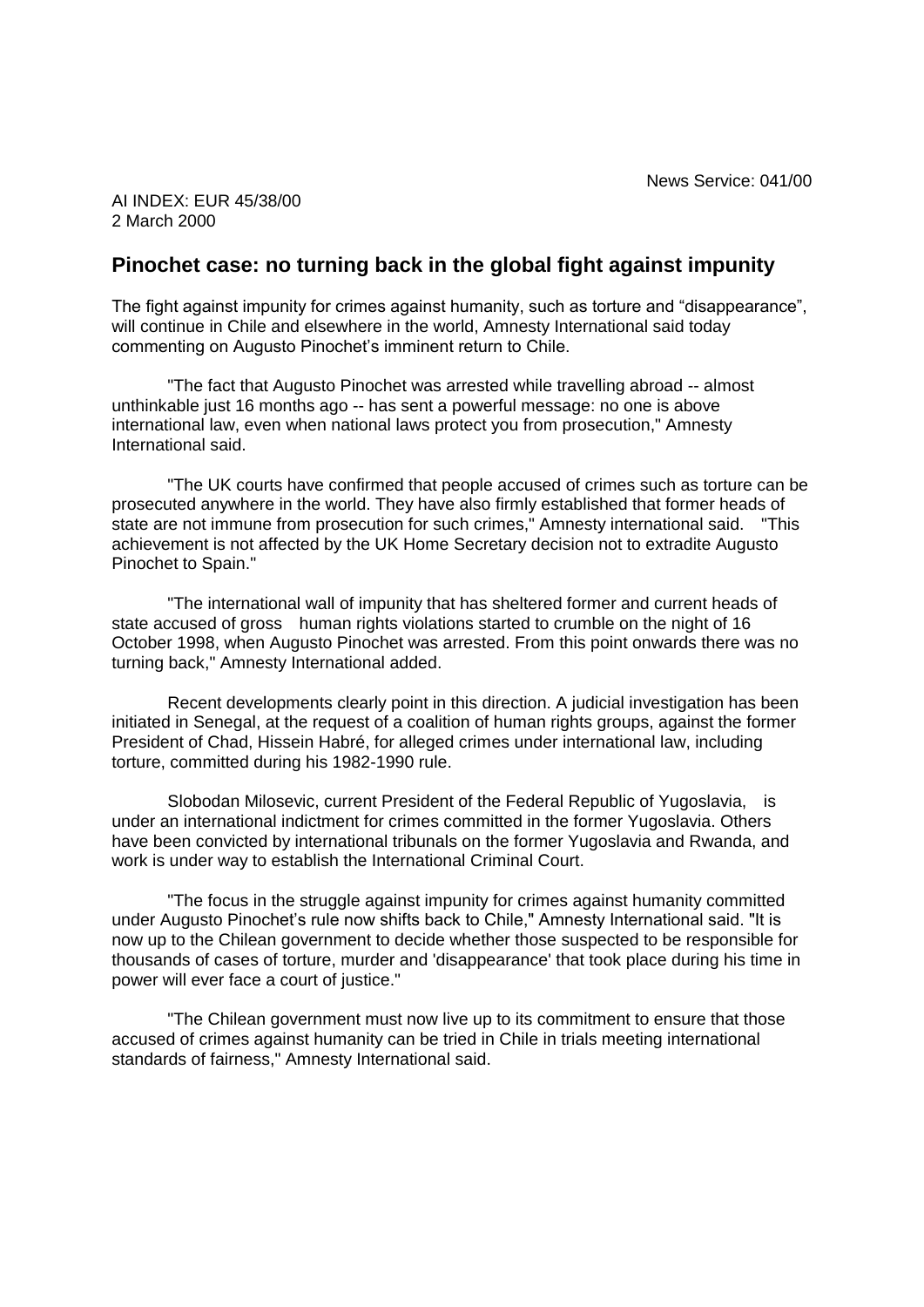News Service: 041/00

AI INDEX: EUR 45/38/00
2 March 2000

## Pinochet case: no turning back in the global fight against impunity

The fight against impunity for crimes against humanity, such as torture and "disappearance", will continue in Chile and elsewhere in the world, Amnesty International said today commenting on Augusto Pinochet's imminent return to Chile.

"The fact that Augusto Pinochet was arrested while travelling abroad -- almost unthinkable just 16 months ago -- has sent a powerful message: no one is above international law, even when national laws protect you from prosecution," Amnesty International said.

"The UK courts have confirmed that people accused of crimes such as torture can be prosecuted anywhere in the world. They have also firmly established that former heads of state are not immune from prosecution for such crimes," Amnesty international said. "This achievement is not affected by the UK Home Secretary decision not to extradite Augusto Pinochet to Spain."

"The international wall of impunity that has sheltered former and current heads of state accused of gross human rights violations started to crumble on the night of 16 October 1998, when Augusto Pinochet was arrested. From this point onwards there was no turning back," Amnesty International added.

Recent developments clearly point in this direction. A judicial investigation has been initiated in Senegal, at the request of a coalition of human rights groups, against the former President of Chad, Hissein Habré, for alleged crimes under international law, including torture, committed during his 1982-1990 rule.

Slobodan Milosevic, current President of the Federal Republic of Yugoslavia, is under an international indictment for crimes committed in the former Yugoslavia. Others have been convicted by international tribunals on the former Yugoslavia and Rwanda, and work is under way to establish the International Criminal Court.

"The focus in the struggle against impunity for crimes against humanity committed under Augusto Pinochet's rule now shifts back to Chile," Amnesty International said. "It is now up to the Chilean government to decide whether those suspected to be responsible for thousands of cases of torture, murder and 'disappearance' that took place during his time in power will ever face a court of justice."

"The Chilean government must now live up to its commitment to ensure that those accused of crimes against humanity can be tried in Chile in trials meeting international standards of fairness," Amnesty International said.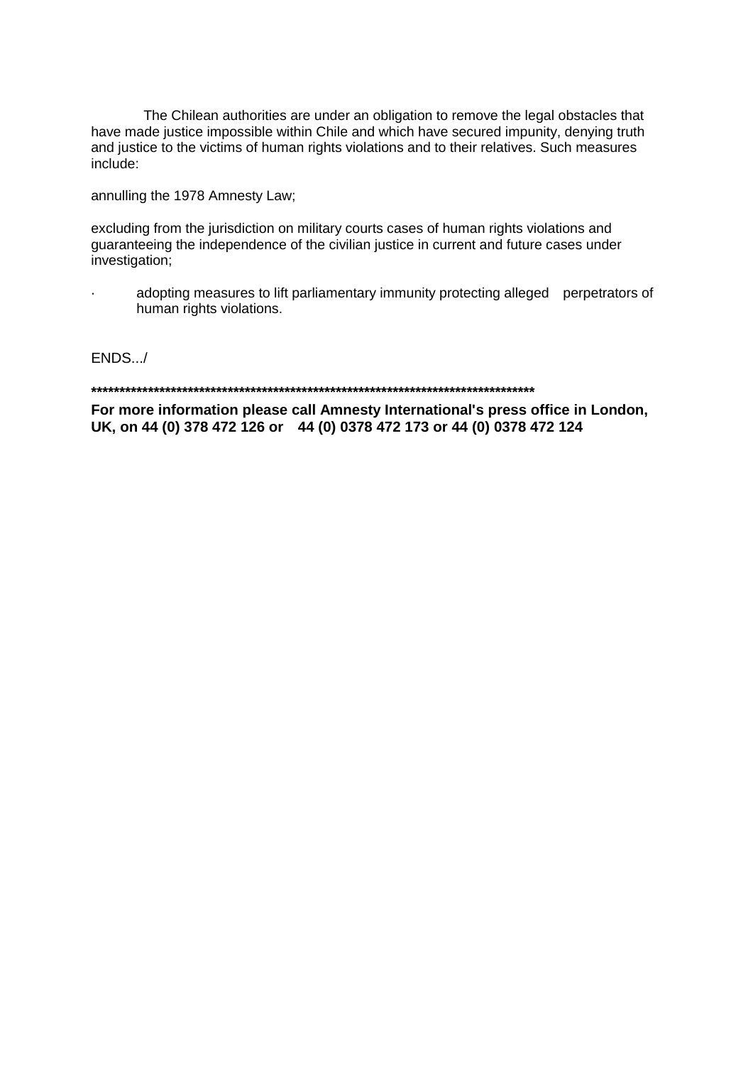The Chilean authorities are under an obligation to remove the legal obstacles that have made justice impossible within Chile and which have secured impunity, denying truth and justice to the victims of human rights violations and to their relatives. Such measures include:

annulling the 1978 Amnesty Law;

excluding from the jurisdiction on military courts cases of human rights violations and guaranteeing the independence of the civilian justice in current and future cases under investigation;

- adopting measures to lift parliamentary immunity protecting alleged perpetrators of human rights violations.

ENDS.../

**********************************************************************************

**For more information please call Amnesty International's press office in London, UK, on 44 (0) 378 472 126 or 44 (0) 0378 472 173 or 44 (0) 0378 472 124**